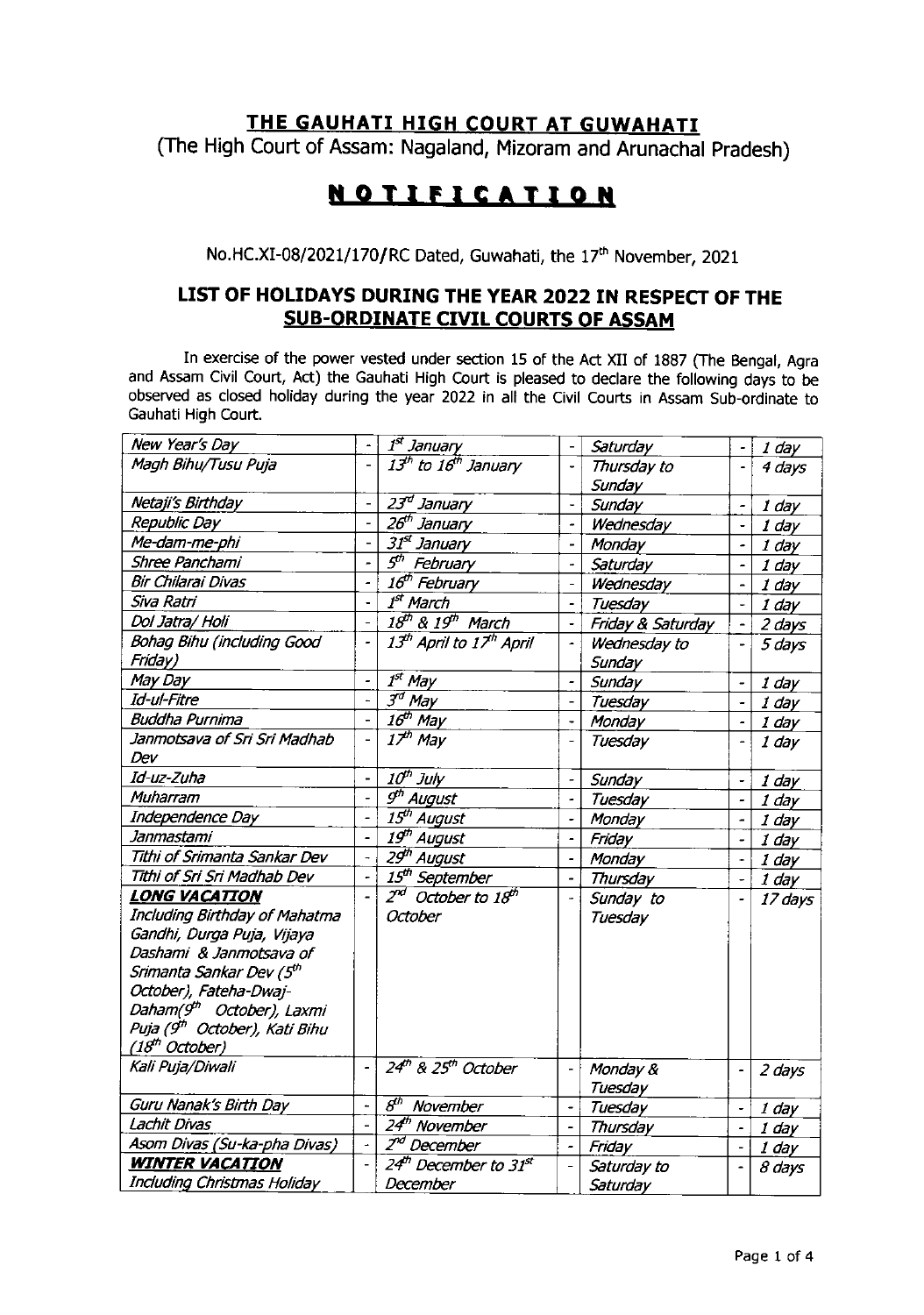## THE GAUHATI HIGH COURT AT GUWAHATI

(The High Court of Assam: Nagaland, Mizoram and Arunachal Pradesh)

# NOTIFICATION

No.HC.XI-08/2021/170/RC Dated, Guwahati, the 17th November, 2021

## LIST OF HOLIDAYS DURING THE YEAR 2022 IN RESPECT OF THE SUB-ORDINATE CIVIL COURTS OF ASSAM

In exercise of the power vested under section 15 of the Act XII of 1887 (The Bengal, Agra and Assam Civil Court, Act) the Gauhati High Court is pleased to declare the following days to be observed as closed holiday during the year 2022 in all the Civil Courts in Assam Sub-ordinate to Gauhati High Court.

| Holiday | | Date | | Day | | Days |
|---|---|---|---|---|---|---|
| *New Year's Day* | - | *1st January* | - | *Saturday* | - | *1 day* |
| *Magh Bihu/Tusu Puja* | - | *13th to 16th January* | - | *Thursday to Sunday* | - | *4 days* |
| *Netaji's Birthday* | - | *23rd January* | - | *Sunday* | - | *1 day* |
| *Republic Day* | - | *26th January* | - | *Wednesday* | - | *1 day* |
| *Me-dam-me-phi* | - | *31st January* | - | *Monday* | - | *1 day* |
| *Shree Panchami* | - | *5th February* | - | *Saturday* | - | *1 day* |
| *Bir Chilarai Divas* | - | *16th February* | - | *Wednesday* | - | *1 day* |
| *Siva Ratri* | - | *1st March* | - | *Tuesday* | - | *1 day* |
| *Dol Jatra/ Holi* | - | *18th & 19th March* | - | *Friday & Saturday* | - | *2 days* |
| *Bohag Bihu (including Good Friday)* | - | *13th April to 17th April* | - | *Wednesday to Sunday* | - | *5 days* |
| *May Day* | - | *1st May* | - | *Sunday* | - | *1 day* |
| *Id-ul-Fitre* | - | *3rd May* | - | *Tuesday* | - | *1 day* |
| *Buddha Purnima* | - | *16th May* | - | *Monday* | - | *1 day* |
| *Janmotsava of Sri Sri Madhab Dev* | - | *17th May* | - | *Tuesday* | - | *1 day* |
| *Id-uz-Zuha* | - | *10th July* | - | *Sunday* | - | *1 day* |
| *Muharram* | - | *9th August* | - | *Tuesday* | - | *1 day* |
| *Independence Day* | - | *15th August* | - | *Monday* | - | *1 day* |
| *Janmastami* | - | *19th August* | - | *Friday* | - | *1 day* |
| *Tithi of Srimanta Sankar Dev* | - | *29th August* | - | *Monday* | - | *1 day* |
| *Tithi of Sri Sri Madhab Dev* | - | *15th September* | - | *Thursday* | - | *1 day* |
| ***LONG VACATION*** *Including Birthday of Mahatma Gandhi, Durga Puja, Vijaya Dashami & Janmotsava of Srimanta Sankar Dev (5th October), Fateha-Dwaj-Daham(9th October), Laxmi Puja (9th October), Kati Bihu (18th October)* | - | *2nd October to 18th October* | - | *Sunday to Tuesday* | - | *17 days* |
| *Kali Puja/Diwali* | - | *24th & 25th October* | - | *Monday & Tuesday* | - | *2 days* |
| *Guru Nanak's Birth Day* | - | *8th November* | - | *Tuesday* | - | *1 day* |
| *Lachit Divas* | - | *24th November* | - | *Thursday* | - | *1 day* |
| *Asom Divas (Su-ka-pha Divas)* | - | *2nd December* | - | *Friday* | - | *1 day* |
| ***WINTER VACATION*** *Including Christmas Holiday* | - | *24th December to 31st December* | - | *Saturday to Saturday* | - | *8 days* |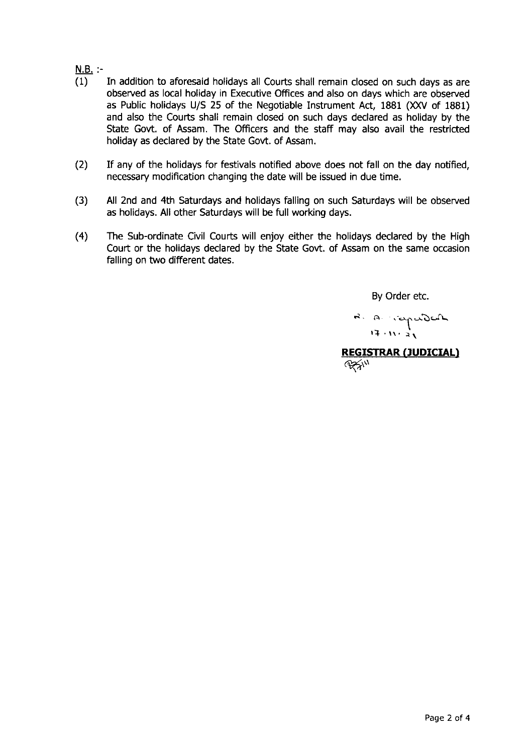**N.B.** :-

(1) In addition to aforesaid holidays all Courts shall remain closed on such days as are observed as local holiday in Executive Offices and also on days which are observed as Public holidays U/S 25 of the Negotiable Instrument Act, 1881 (XXV of 1881) and also the Courts shall remain closed on such days declared as holiday by the State Govt. of Assam. The Officers and the staff may also avail the restricted holiday as declared by the State Govt. of Assam.

(2) If any of the holidays for festivals notified above does not fall on the day notified, necessary modification changing the date will be issued in due time.

(3) All 2nd and 4th Saturdays and holidays falling on such Saturdays will be observed as holidays. All other Saturdays will be full working days.

(4) The Sub-ordinate Civil Courts will enjoy either the holidays declared by the High Court or the holidays declared by the State Govt. of Assam on the same occasion falling on two different dates.

By Order etc.

17.11.21

**REGISTRAR (JUDICIAL)**